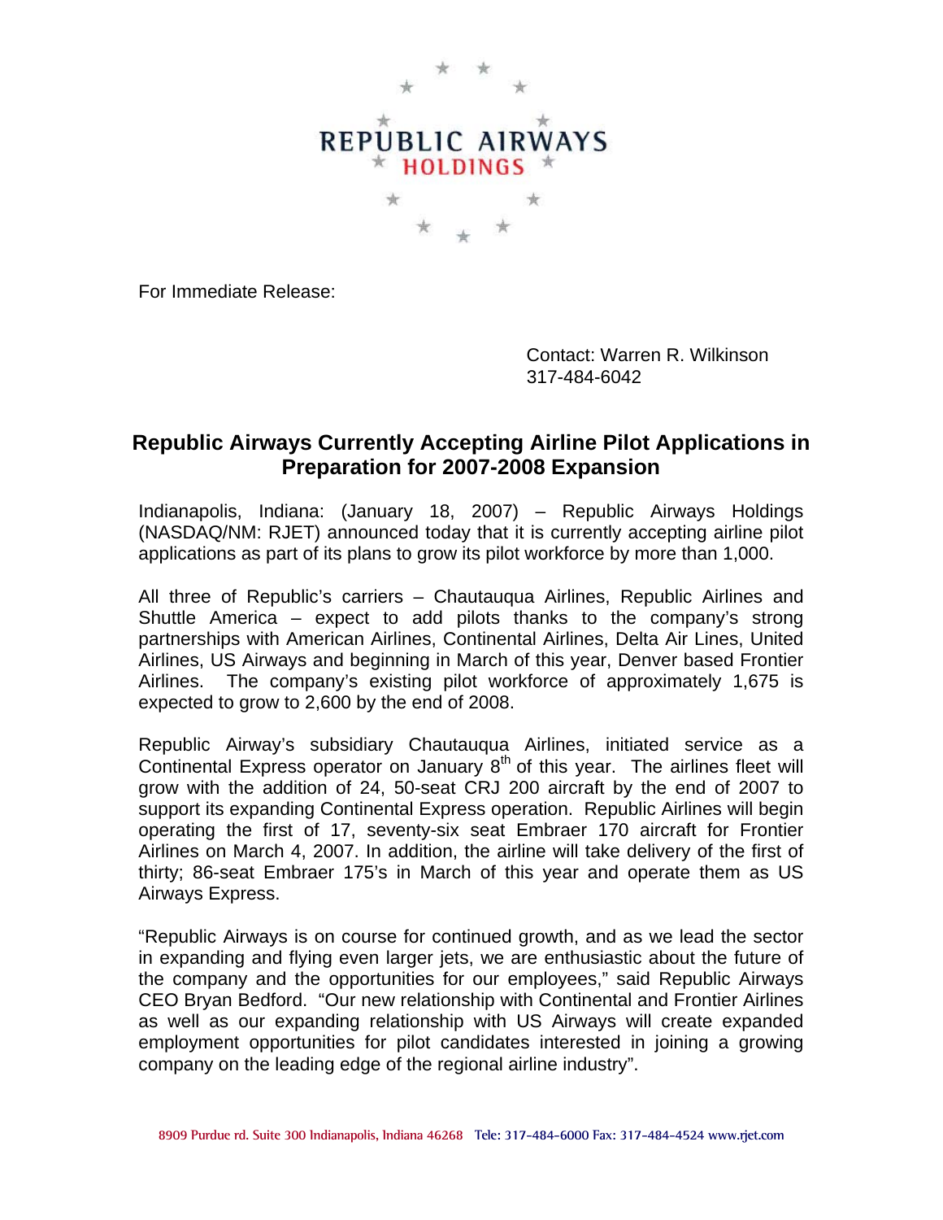REPUBLIC AIRWAYS
HOLDINGS

For Immediate Release:

Contact: Warren R. Wilkinson
317-484-6042

## Republic Airways Currently Accepting Airline Pilot Applications in Preparation for 2007-2008 Expansion

Indianapolis, Indiana: (January 18, 2007) – Republic Airways Holdings (NASDAQ/NM: RJET) announced today that it is currently accepting airline pilot applications as part of its plans to grow its pilot workforce by more than 1,000.

All three of Republic's carriers – Chautauqua Airlines, Republic Airlines and Shuttle America – expect to add pilots thanks to the company's strong partnerships with American Airlines, Continental Airlines, Delta Air Lines, United Airlines, US Airways and beginning in March of this year, Denver based Frontier Airlines. The company's existing pilot workforce of approximately 1,675 is expected to grow to 2,600 by the end of 2008.

Republic Airway's subsidiary Chautauqua Airlines, initiated service as a Continental Express operator on January 8th of this year. The airlines fleet will grow with the addition of 24, 50-seat CRJ 200 aircraft by the end of 2007 to support its expanding Continental Express operation. Republic Airlines will begin operating the first of 17, seventy-six seat Embraer 170 aircraft for Frontier Airlines on March 4, 2007. In addition, the airline will take delivery of the first of thirty; 86-seat Embraer 175's in March of this year and operate them as US Airways Express.

"Republic Airways is on course for continued growth, and as we lead the sector in expanding and flying even larger jets, we are enthusiastic about the future of the company and the opportunities for our employees," said Republic Airways CEO Bryan Bedford. "Our new relationship with Continental and Frontier Airlines as well as our expanding relationship with US Airways will create expanded employment opportunities for pilot candidates interested in joining a growing company on the leading edge of the regional airline industry".

8909 Purdue rd. Suite 300 Indianapolis, Indiana 46268 Tele: 317-484-6000 Fax: 317-484-4524 www.rjet.com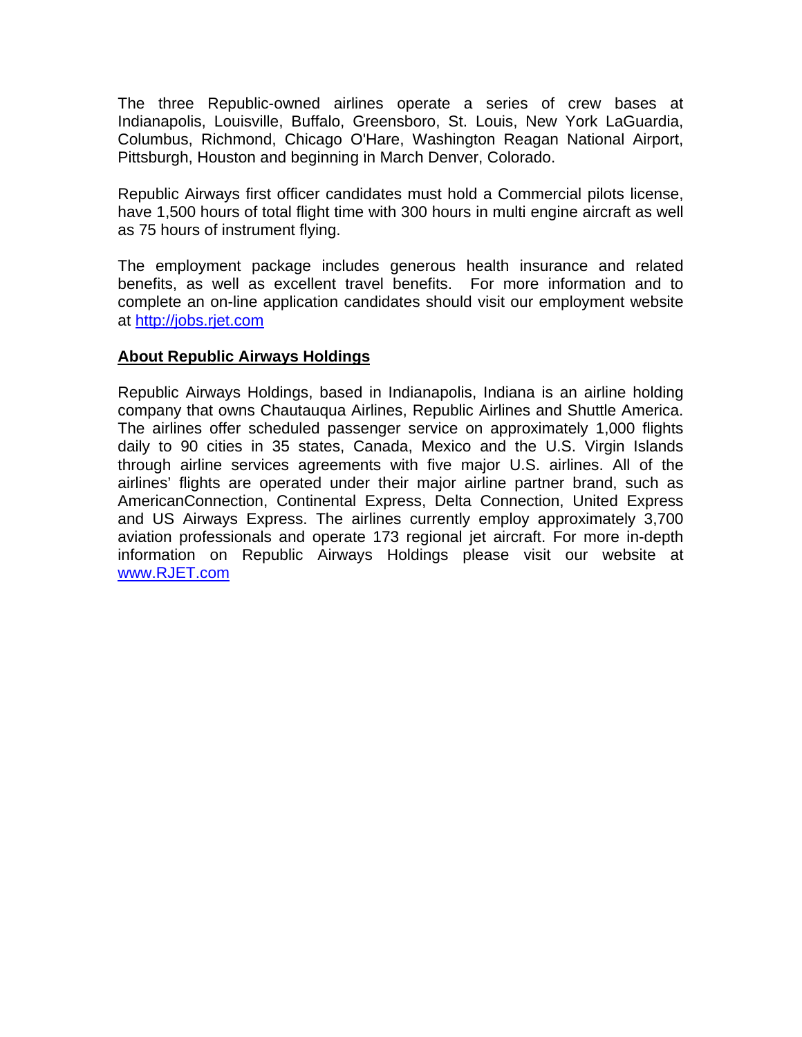The three Republic-owned airlines operate a series of crew bases at Indianapolis, Louisville, Buffalo, Greensboro, St. Louis, New York LaGuardia, Columbus, Richmond, Chicago O'Hare, Washington Reagan National Airport, Pittsburgh, Houston and beginning in March Denver, Colorado.

Republic Airways first officer candidates must hold a Commercial pilots license, have 1,500 hours of total flight time with 300 hours in multi engine aircraft as well as 75 hours of instrument flying.

The employment package includes generous health insurance and related benefits, as well as excellent travel benefits. For more information and to complete an on-line application candidates should visit our employment website at [http://jobs.rjet.com](http://jobs.rjet.com)

## About Republic Airways Holdings

Republic Airways Holdings, based in Indianapolis, Indiana is an airline holding company that owns Chautauqua Airlines, Republic Airlines and Shuttle America. The airlines offer scheduled passenger service on approximately 1,000 flights daily to 90 cities in 35 states, Canada, Mexico and the U.S. Virgin Islands through airline services agreements with five major U.S. airlines. All of the airlines' flights are operated under their major airline partner brand, such as AmericanConnection, Continental Express, Delta Connection, United Express and US Airways Express. The airlines currently employ approximately 3,700 aviation professionals and operate 173 regional jet aircraft. For more in-depth information on Republic Airways Holdings please visit our website at [www.RJET.com](http://www.RJET.com)